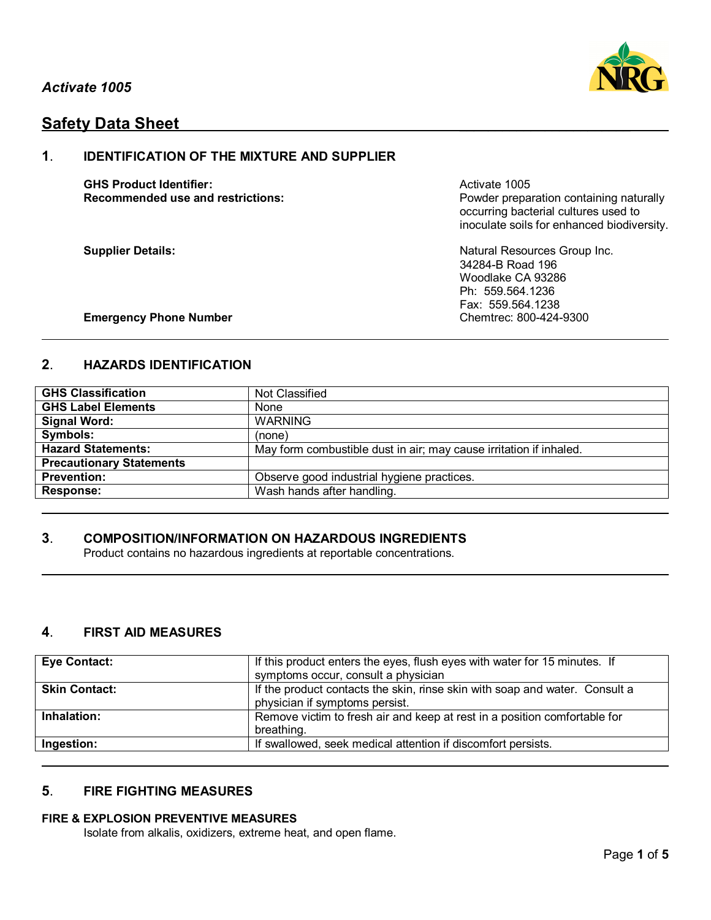*Activate 1005*

## Safety Data Sheet

### 1. IDENTIFICATION OF THE MIXTURE AND SUPPLIER

**GHS Product Identifier:** Activate 1005

**Recommended use and restrictions:** Powder preparation containing naturally occurring bacterial cultures used to inoculate soils for enhanced biodiversity.

**Supplier Details:**
Natural Resources Group Inc.
34284-B Road 196
Woodlake CA 93286
Ph: 559.564.1236
Fax: 559.564.1238

**Emergency Phone Number** Chemtrec: 800-424-9300

### 2. HAZARDS IDENTIFICATION

| | |
|---|---|
| **GHS Classification** | Not Classified |
| **GHS Label Elements** | None |
| **Signal Word:** | WARNING |
| **Symbols:** | (none) |
| **Hazard Statements:** | May form combustible dust in air; may cause irritation if inhaled. |
| **Precautionary Statements** | |
| **Prevention:** | Observe good industrial hygiene practices. |
| **Response:** | Wash hands after handling. |

### 3. COMPOSITION/INFORMATION ON HAZARDOUS INGREDIENTS

Product contains no hazardous ingredients at reportable concentrations.

### 4. FIRST AID MEASURES

| | |
|---|---|
| **Eye Contact:** | If this product enters the eyes, flush eyes with water for 15 minutes. If symptoms occur, consult a physician |
| **Skin Contact:** | If the product contacts the skin, rinse skin with soap and water. Consult a physician if symptoms persist. |
| **Inhalation:** | Remove victim to fresh air and keep at rest in a position comfortable for breathing. |
| **Ingestion:** | If swallowed, seek medical attention if discomfort persists. |

### 5. FIRE FIGHTING MEASURES

**FIRE & EXPLOSION PREVENTIVE MEASURES**

Isolate from alkalis, oxidizers, extreme heat, and open flame.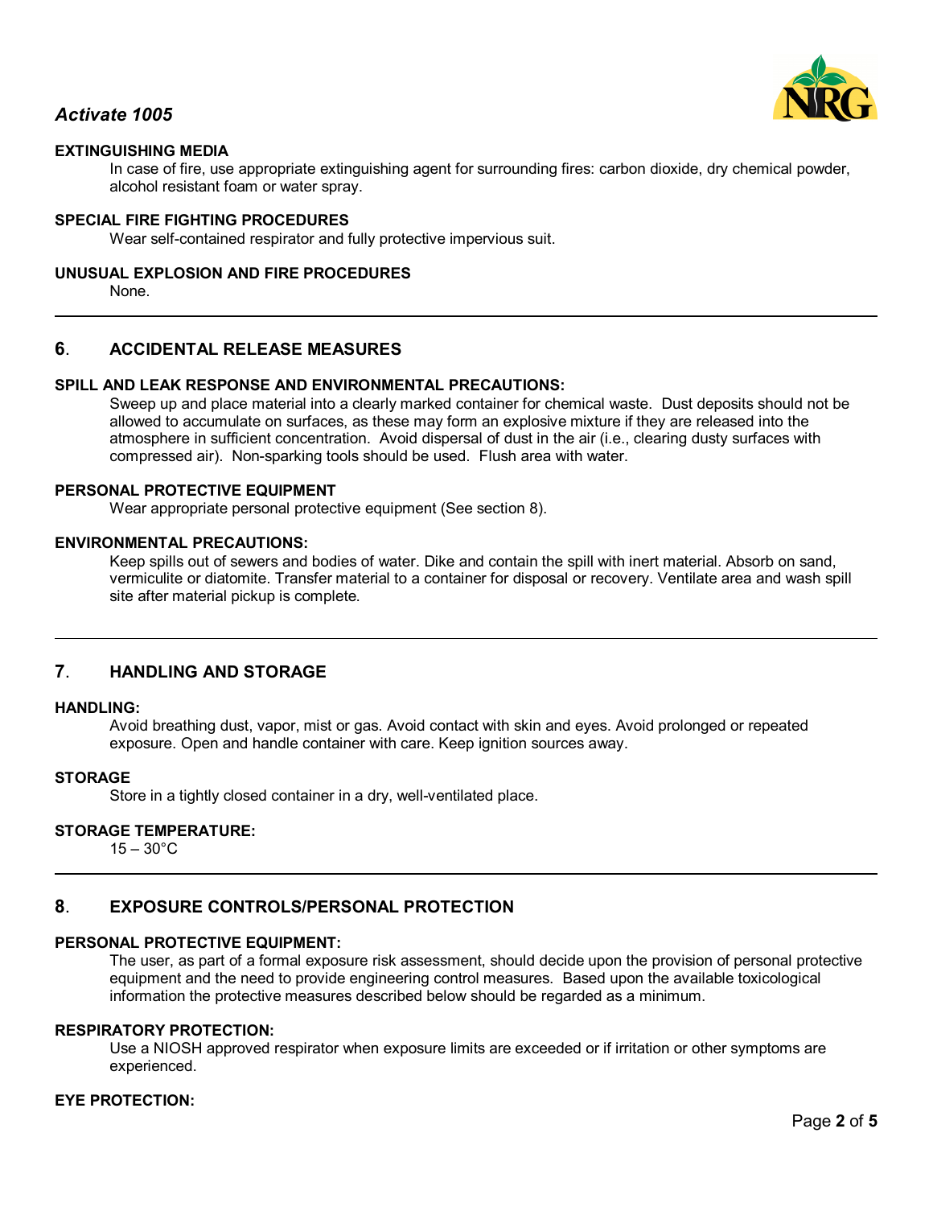#### EXTINGUISHING MEDIA

In case of fire, use appropriate extinguishing agent for surrounding fires: carbon dioxide, dry chemical powder, alcohol resistant foam or water spray.

#### SPECIAL FIRE FIGHTING PROCEDURES

Wear self-contained respirator and fully protective impervious suit.

#### UNUSUAL EXPLOSION AND FIRE PROCEDURES

None.

---

## 6. ACCIDENTAL RELEASE MEASURES

#### SPILL AND LEAK RESPONSE AND ENVIRONMENTAL PRECAUTIONS:

Sweep up and place material into a clearly marked container for chemical waste. Dust deposits should not be allowed to accumulate on surfaces, as these may form an explosive mixture if they are released into the atmosphere in sufficient concentration. Avoid dispersal of dust in the air (i.e., clearing dusty surfaces with compressed air). Non-sparking tools should be used. Flush area with water.

#### PERSONAL PROTECTIVE EQUIPMENT

Wear appropriate personal protective equipment (See section 8).

#### ENVIRONMENTAL PRECAUTIONS:

Keep spills out of sewers and bodies of water. Dike and contain the spill with inert material. Absorb on sand, vermiculite or diatomite. Transfer material to a container for disposal or recovery. Ventilate area and wash spill site after material pickup is complete.

---

## 7. HANDLING AND STORAGE

#### HANDLING:

Avoid breathing dust, vapor, mist or gas. Avoid contact with skin and eyes. Avoid prolonged or repeated exposure. Open and handle container with care. Keep ignition sources away.

#### STORAGE

Store in a tightly closed container in a dry, well-ventilated place.

#### STORAGE TEMPERATURE:

15 – 30°C

---

## 8. EXPOSURE CONTROLS/PERSONAL PROTECTION

#### PERSONAL PROTECTIVE EQUIPMENT:

The user, as part of a formal exposure risk assessment, should decide upon the provision of personal protective equipment and the need to provide engineering control measures. Based upon the available toxicological information the protective measures described below should be regarded as a minimum.

#### RESPIRATORY PROTECTION:

Use a NIOSH approved respirator when exposure limits are exceeded or if irritation or other symptoms are experienced.

#### EYE PROTECTION: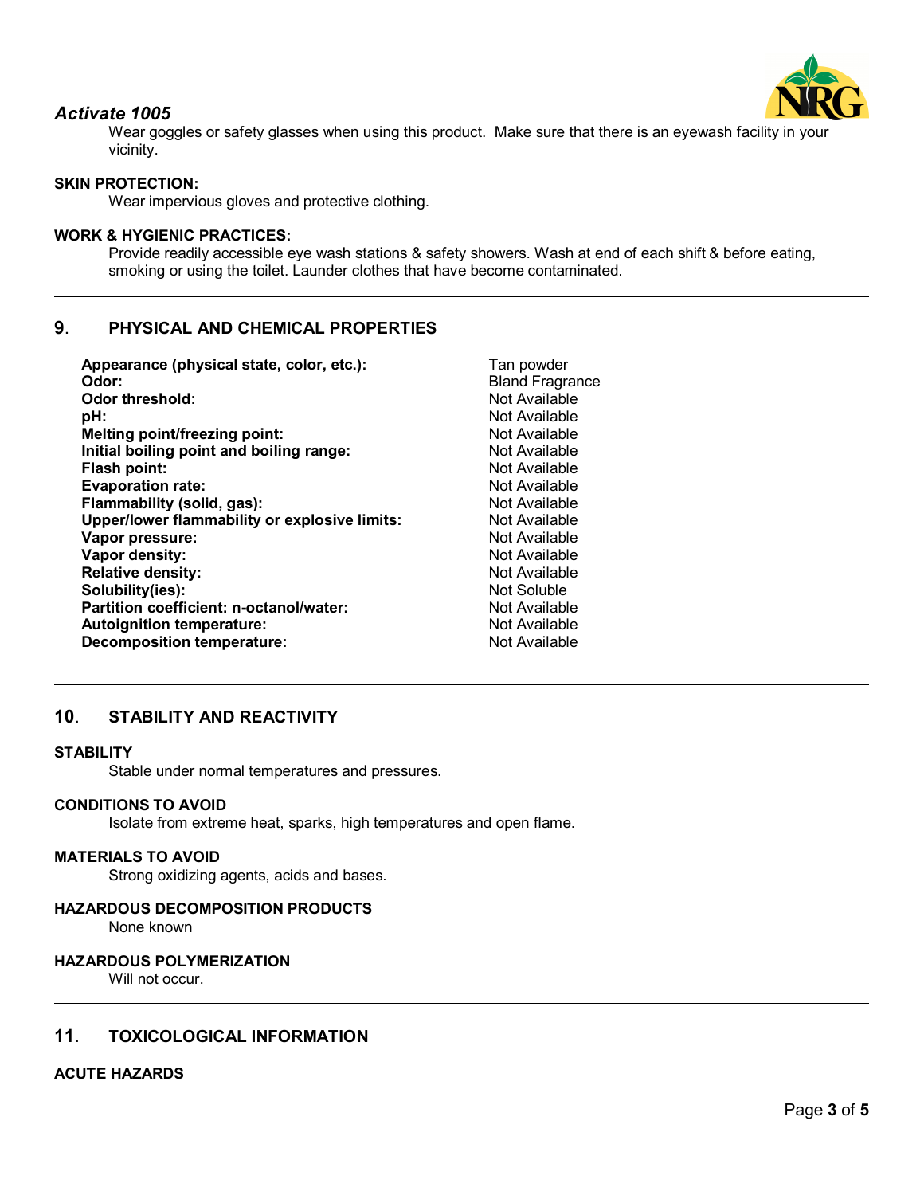*Activate 1005*

Wear goggles or safety glasses when using this product. Make sure that there is an eyewash facility in your vicinity.

**SKIN PROTECTION:**

Wear impervious gloves and protective clothing.

**WORK & HYGIENIC PRACTICES:**

Provide readily accessible eye wash stations & safety showers. Wash at end of each shift & before eating, smoking or using the toilet. Launder clothes that have become contaminated.

## 9. PHYSICAL AND CHEMICAL PROPERTIES

| | |
|---|---|
| **Appearance (physical state, color, etc.):** | Tan powder |
| **Odor:** | Bland Fragrance |
| **Odor threshold:** | Not Available |
| **pH:** | Not Available |
| **Melting point/freezing point:** | Not Available |
| **Initial boiling point and boiling range:** | Not Available |
| **Flash point:** | Not Available |
| **Evaporation rate:** | Not Available |
| **Flammability (solid, gas):** | Not Available |
| **Upper/lower flammability or explosive limits:** | Not Available |
| **Vapor pressure:** | Not Available |
| **Vapor density:** | Not Available |
| **Relative density:** | Not Available |
| **Solubility(ies):** | Not Soluble |
| **Partition coefficient: n-octanol/water:** | Not Available |
| **Autoignition temperature:** | Not Available |
| **Decomposition temperature:** | Not Available |

## 10. STABILITY AND REACTIVITY

**STABILITY**

Stable under normal temperatures and pressures.

**CONDITIONS TO AVOID**

Isolate from extreme heat, sparks, high temperatures and open flame.

**MATERIALS TO AVOID**

Strong oxidizing agents, acids and bases.

**HAZARDOUS DECOMPOSITION PRODUCTS**

None known

**HAZARDOUS POLYMERIZATION**

Will not occur.

## 11. TOXICOLOGICAL INFORMATION

**ACUTE HAZARDS**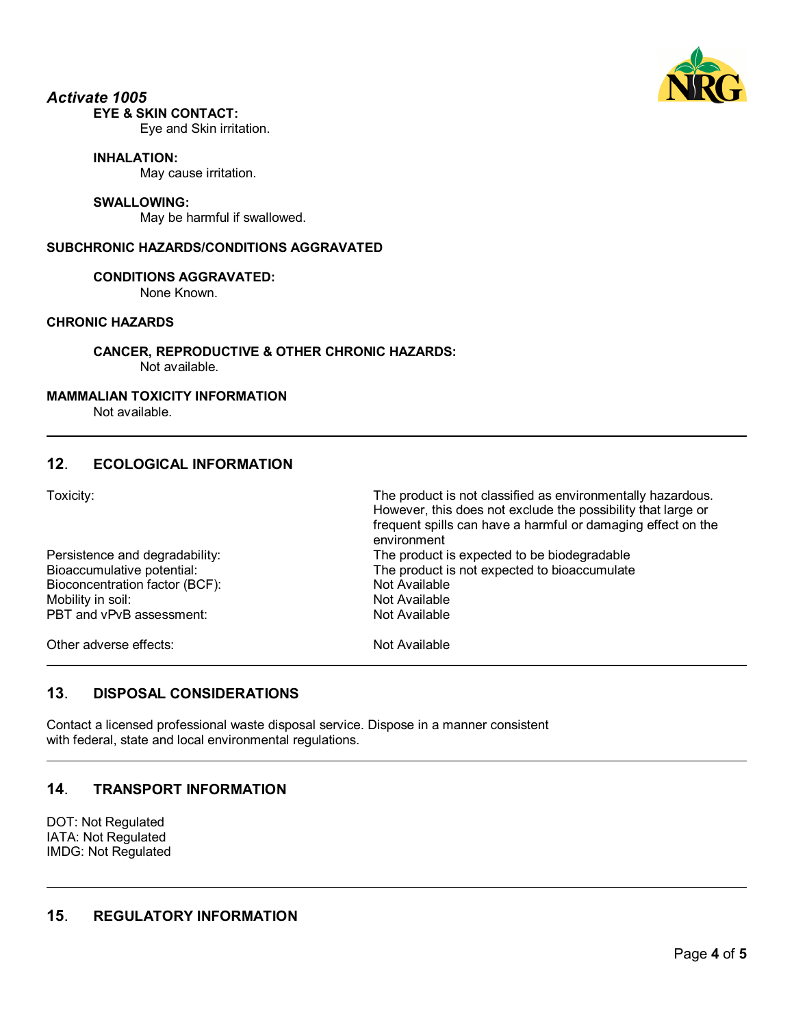*Activate 1005*

**EYE & SKIN CONTACT:**
Eye and Skin irritation.

**INHALATION:**
May cause irritation.

**SWALLOWING:**
May be harmful if swallowed.

**SUBCHRONIC HAZARDS/CONDITIONS AGGRAVATED**

**CONDITIONS AGGRAVATED:**
None Known.

**CHRONIC HAZARDS**

**CANCER, REPRODUCTIVE & OTHER CHRONIC HAZARDS:**
Not available.

**MAMMALIAN TOXICITY INFORMATION**
Not available.

## 12. ECOLOGICAL INFORMATION

| | |
|---|---|
| Toxicity: | The product is not classified as environmentally hazardous. However, this does not exclude the possibility that large or frequent spills can have a harmful or damaging effect on the environment |
| Persistence and degradability: | The product is expected to be biodegradable |
| Bioaccumulative potential: | The product is not expected to bioaccumulate |
| Bioconcentration factor (BCF): | Not Available |
| Mobility in soil: | Not Available |
| PBT and vPvB assessment: | Not Available |
| Other adverse effects: | Not Available |

## 13. DISPOSAL CONSIDERATIONS

Contact a licensed professional waste disposal service. Dispose in a manner consistent with federal, state and local environmental regulations.

## 14. TRANSPORT INFORMATION

DOT: Not Regulated
IATA: Not Regulated
IMDG: Not Regulated

## 15. REGULATORY INFORMATION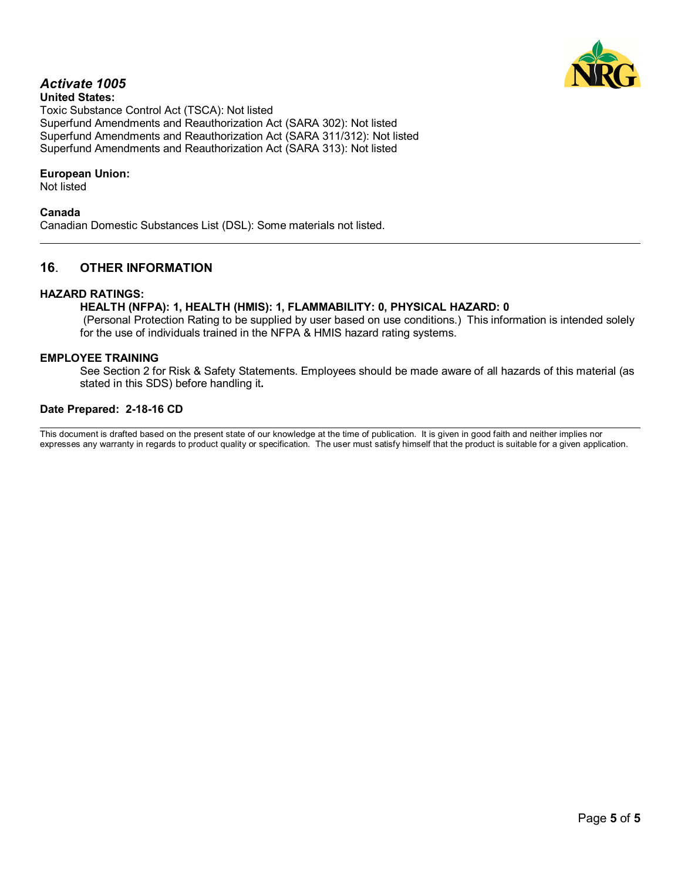*Activate 1005*

**United States:**

Toxic Substance Control Act (TSCA): Not listed
Superfund Amendments and Reauthorization Act (SARA 302): Not listed
Superfund Amendments and Reauthorization Act (SARA 311/312): Not listed
Superfund Amendments and Reauthorization Act (SARA 313): Not listed

**European Union:**

Not listed

**Canada**

Canadian Domestic Substances List (DSL): Some materials not listed.

## 16. OTHER INFORMATION

**HAZARD RATINGS:**

**HEALTH (NFPA): 1, HEALTH (HMIS): 1, FLAMMABILITY: 0, PHYSICAL HAZARD: 0**

(Personal Protection Rating to be supplied by user based on use conditions.) This information is intended solely for the use of individuals trained in the NFPA & HMIS hazard rating systems.

**EMPLOYEE TRAINING**

See Section 2 for Risk & Safety Statements. Employees should be made aware of all hazards of this material (as stated in this SDS) before handling it.

**Date Prepared: 2-18-16 CD**

This document is drafted based on the present state of our knowledge at the time of publication. It is given in good faith and neither implies nor expresses any warranty in regards to product quality or specification. The user must satisfy himself that the product is suitable for a given application.